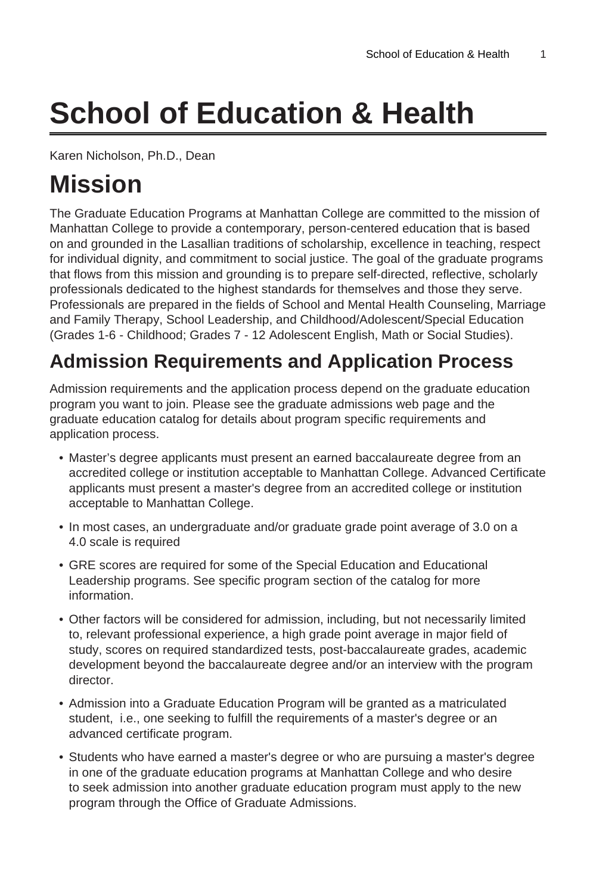# School of Education & Health

Karen Nicholson, Ph.D., Dean

# Mission

The Graduate Education Programs at Manhattan College are committed to the mission of Manhattan College to provide a contemporary, person-centered education that is based on and grounded in the Lasallian traditions of scholarship, excellence in teaching, respect for individual dignity, and commitment to social justice. The goal of the graduate programs that flows from this mission and grounding is to prepare self-directed, reflective, scholarly professionals dedicated to the highest standards for themselves and those they serve. Professionals are prepared in the fields of School and Mental Health Counseling, Marriage and Family Therapy, School Leadership, and Childhood/Adolescent/Special Education (Grades 1-6 - Childhood; Grades 7 - 12 Adolescent English, Math or Social Studies).

## Admission Requirements and Application Process

Admission requirements and the application process depend on the graduate education program you want to join. Please see the graduate admissions web page and the graduate education catalog for details about program specific requirements and application process.

- Master's degree applicants must present an earned baccalaureate degree from an accredited college or institution acceptable to Manhattan College. Advanced Certificate applicants must present a master's degree from an accredited college or institution acceptable to Manhattan College.
- In most cases, an undergraduate and/or graduate grade point average of 3.0 on a 4.0 scale is required
- GRE scores are required for some of the Special Education and Educational Leadership programs. See specific program section of the catalog for more information.
- Other factors will be considered for admission, including, but not necessarily limited to, relevant professional experience, a high grade point average in major field of study, scores on required standardized tests, post-baccalaureate grades, academic development beyond the baccalaureate degree and/or an interview with the program director.
- Admission into a Graduate Education Program will be granted as a matriculated student, i.e., one seeking to fulfill the requirements of a master's degree or an advanced certificate program.
- Students who have earned a master's degree or who are pursuing a master's degree in one of the graduate education programs at Manhattan College and who desire to seek admission into another graduate education program must apply to the new program through the Office of Graduate Admissions.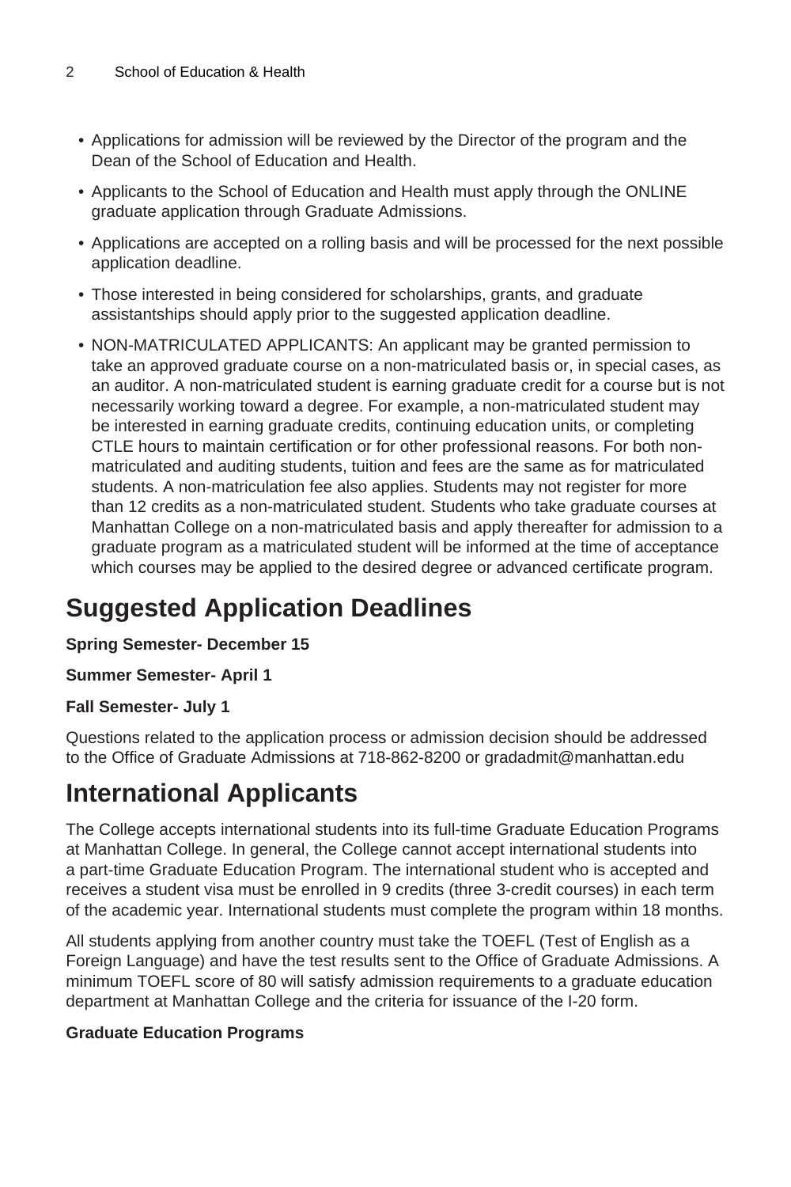- Applications for admission will be reviewed by the Director of the program and the Dean of the School of Education and Health.
- Applicants to the School of Education and Health must apply through the ONLINE graduate application through Graduate Admissions.
- Applications are accepted on a rolling basis and will be processed for the next possible application deadline.
- Those interested in being considered for scholarships, grants, and graduate assistantships should apply prior to the suggested application deadline.
- NON-MATRICULATED APPLICANTS: An applicant may be granted permission to take an approved graduate course on a non-matriculated basis or, in special cases, as an auditor. A non-matriculated student is earning graduate credit for a course but is not necessarily working toward a degree. For example, a non-matriculated student may be interested in earning graduate credits, continuing education units, or completing CTLE hours to maintain certification or for other professional reasons. For both non-matriculated and auditing students, tuition and fees are the same as for matriculated students. A non-matriculation fee also applies. Students may not register for more than 12 credits as a non-matriculated student. Students who take graduate courses at Manhattan College on a non-matriculated basis and apply thereafter for admission to a graduate program as a matriculated student will be informed at the time of acceptance which courses may be applied to the desired degree or advanced certificate program.

## Suggested Application Deadlines

**Spring Semester- December 15**

**Summer Semester- April 1**

**Fall Semester- July 1**

Questions related to the application process or admission decision should be addressed to the Office of Graduate Admissions at 718-862-8200 or gradadmit@manhattan.edu

## International Applicants

The College accepts international students into its full-time Graduate Education Programs at Manhattan College. In general, the College cannot accept international students into a part-time Graduate Education Program. The international student who is accepted and receives a student visa must be enrolled in 9 credits (three 3-credit courses) in each term of the academic year. International students must complete the program within 18 months.

All students applying from another country must take the TOEFL (Test of English as a Foreign Language) and have the test results sent to the Office of Graduate Admissions. A minimum TOEFL score of 80 will satisfy admission requirements to a graduate education department at Manhattan College and the criteria for issuance of the I-20 form.

**Graduate Education Programs**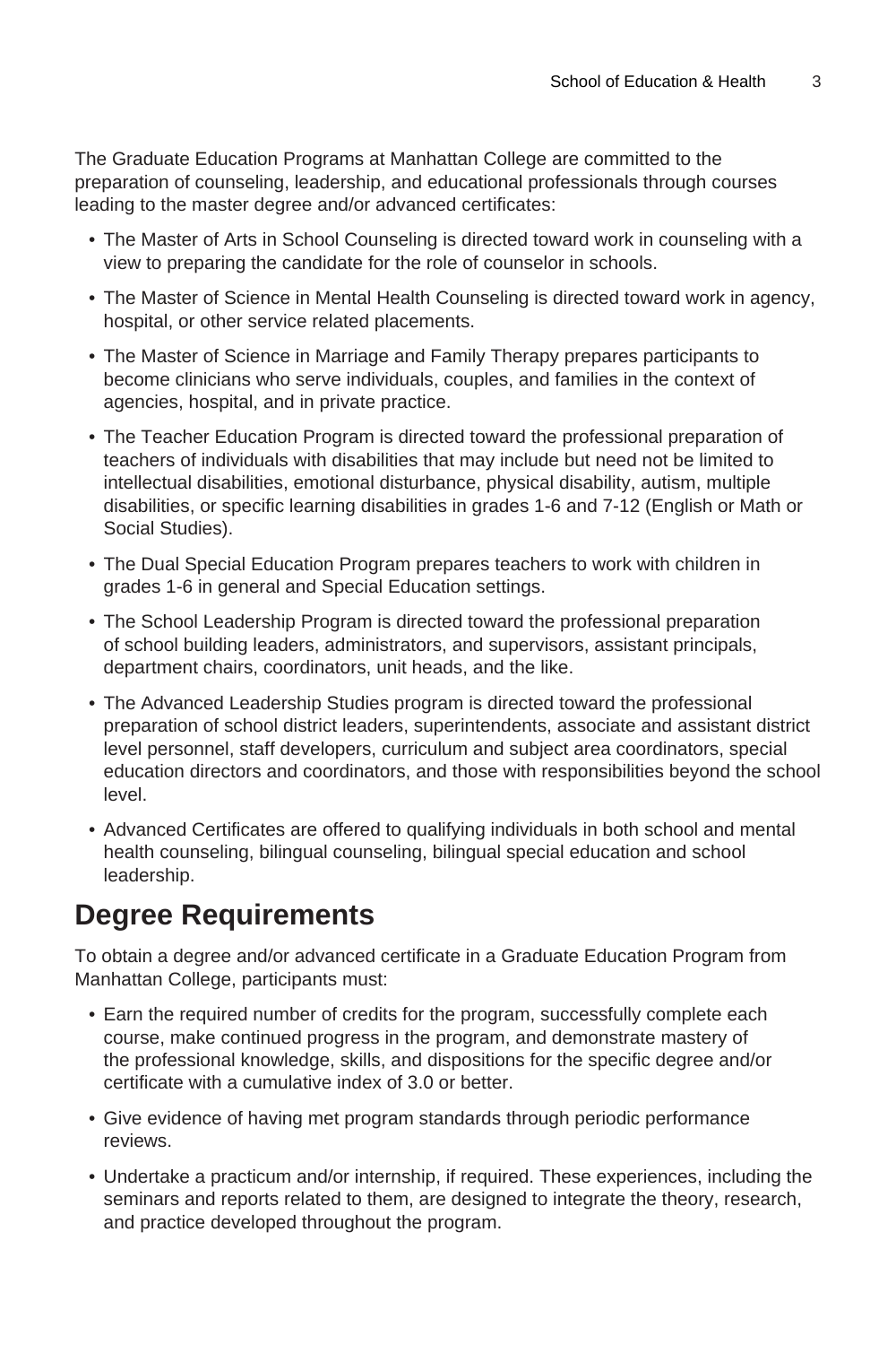The Graduate Education Programs at Manhattan College are committed to the preparation of counseling, leadership, and educational professionals through courses leading to the master degree and/or advanced certificates:

- The Master of Arts in School Counseling is directed toward work in counseling with a view to preparing the candidate for the role of counselor in schools.
- The Master of Science in Mental Health Counseling is directed toward work in agency, hospital, or other service related placements.
- The Master of Science in Marriage and Family Therapy prepares participants to become clinicians who serve individuals, couples, and families in the context of agencies, hospital, and in private practice.
- The Teacher Education Program is directed toward the professional preparation of teachers of individuals with disabilities that may include but need not be limited to intellectual disabilities, emotional disturbance, physical disability, autism, multiple disabilities, or specific learning disabilities in grades 1-6 and 7-12 (English or Math or Social Studies).
- The Dual Special Education Program prepares teachers to work with children in grades 1-6 in general and Special Education settings.
- The School Leadership Program is directed toward the professional preparation of school building leaders, administrators, and supervisors, assistant principals, department chairs, coordinators, unit heads, and the like.
- The Advanced Leadership Studies program is directed toward the professional preparation of school district leaders, superintendents, associate and assistant district level personnel, staff developers, curriculum and subject area coordinators, special education directors and coordinators, and those with responsibilities beyond the school level.
- Advanced Certificates are offered to qualifying individuals in both school and mental health counseling, bilingual counseling, bilingual special education and school leadership.

## Degree Requirements

To obtain a degree and/or advanced certificate in a Graduate Education Program from Manhattan College, participants must:

- Earn the required number of credits for the program, successfully complete each course, make continued progress in the program, and demonstrate mastery of the professional knowledge, skills, and dispositions for the specific degree and/or certificate with a cumulative index of 3.0 or better.
- Give evidence of having met program standards through periodic performance reviews.
- Undertake a practicum and/or internship, if required. These experiences, including the seminars and reports related to them, are designed to integrate the theory, research, and practice developed throughout the program.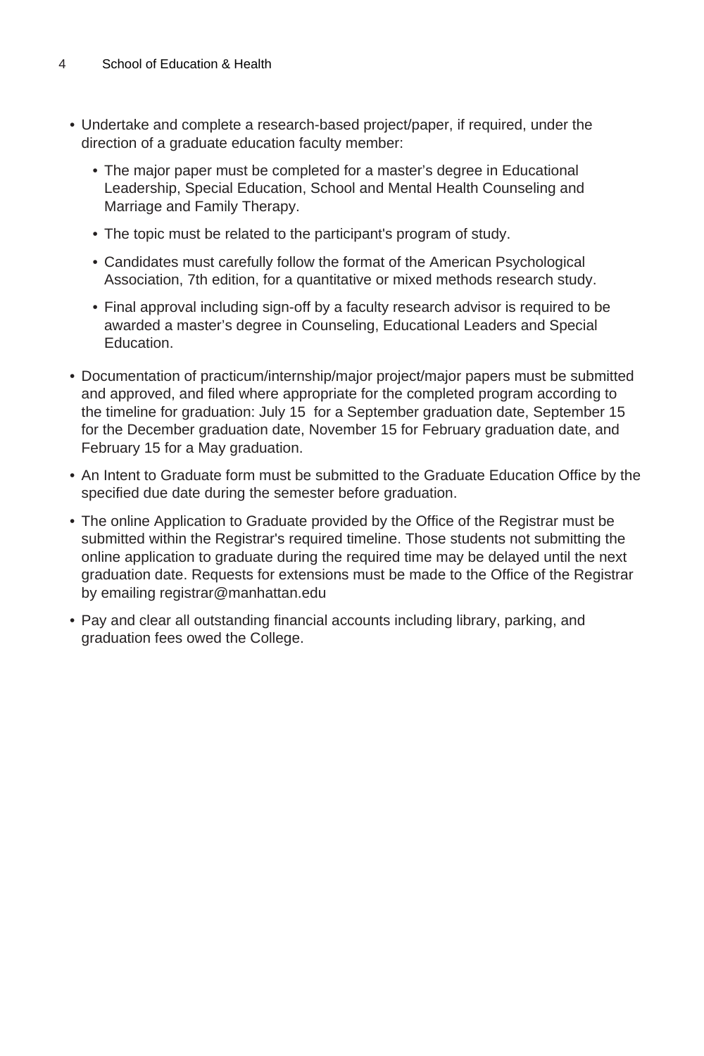- Undertake and complete a research-based project/paper, if required, under the direction of a graduate education faculty member:
  - The major paper must be completed for a master’s degree in Educational Leadership, Special Education, School and Mental Health Counseling and Marriage and Family Therapy.
  - The topic must be related to the participant's program of study.
  - Candidates must carefully follow the format of the American Psychological Association, 7th edition, for a quantitative or mixed methods research study.
  - Final approval including sign-off by a faculty research advisor is required to be awarded a master’s degree in Counseling, Educational Leaders and Special Education.
- Documentation of practicum/internship/major project/major papers must be submitted and approved, and filed where appropriate for the completed program according to the timeline for graduation: July 15 for a September graduation date, September 15 for the December graduation date, November 15 for February graduation date, and February 15 for a May graduation.
- An Intent to Graduate form must be submitted to the Graduate Education Office by the specified due date during the semester before graduation.
- The online Application to Graduate provided by the Office of the Registrar must be submitted within the Registrar's required timeline. Those students not submitting the online application to graduate during the required time may be delayed until the next graduation date. Requests for extensions must be made to the Office of the Registrar by emailing registrar@manhattan.edu
- Pay and clear all outstanding financial accounts including library, parking, and graduation fees owed the College.